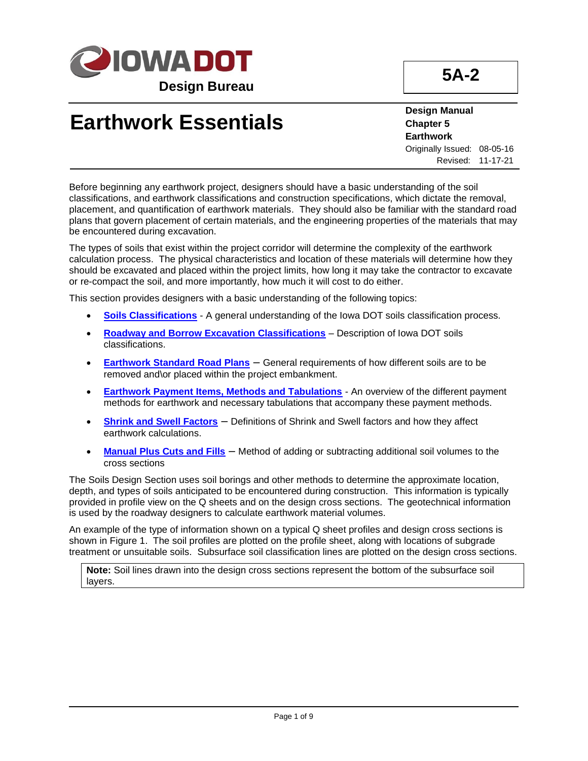**IOWA DOT**
**Design Bureau**

**5A-2**

# Earthwork Essentials

**Design Manual**
**Chapter 5**
**Earthwork**
Originally Issued: 08-05-16
Revised: 11-17-21

Before beginning any earthwork project, designers should have a basic understanding of the soil classifications, and earthwork classifications and construction specifications, which dictate the removal, placement, and quantification of earthwork materials. They should also be familiar with the standard road plans that govern placement of certain materials, and the engineering properties of the materials that may be encountered during excavation.

The types of soils that exist within the project corridor will determine the complexity of the earthwork calculation process. The physical characteristics and location of these materials will determine how they should be excavated and placed within the project limits, how long it may take the contractor to excavate or re-compact the soil, and more importantly, how much it will cost to do either.

This section provides designers with a basic understanding of the following topics:

- **Soils Classifications** - A general understanding of the Iowa DOT soils classification process.
- **Roadway and Borrow Excavation Classifications** – Description of Iowa DOT soils classifications.
- **Earthwork Standard Road Plans** – General requirements of how different soils are to be removed and\or placed within the project embankment.
- **Earthwork Payment Items, Methods and Tabulations** - An overview of the different payment methods for earthwork and necessary tabulations that accompany these payment methods.
- **Shrink and Swell Factors** – Definitions of Shrink and Swell factors and how they affect earthwork calculations.
- **Manual Plus Cuts and Fills** – Method of adding or subtracting additional soil volumes to the cross sections

The Soils Design Section uses soil borings and other methods to determine the approximate location, depth, and types of soils anticipated to be encountered during construction. This information is typically provided in profile view on the Q sheets and on the design cross sections. The geotechnical information is used by the roadway designers to calculate earthwork material volumes.

An example of the type of information shown on a typical Q sheet profiles and design cross sections is shown in Figure 1. The soil profiles are plotted on the profile sheet, along with locations of subgrade treatment or unsuitable soils. Subsurface soil classification lines are plotted on the design cross sections.

> **Note:** Soil lines drawn into the design cross sections represent the bottom of the subsurface soil layers.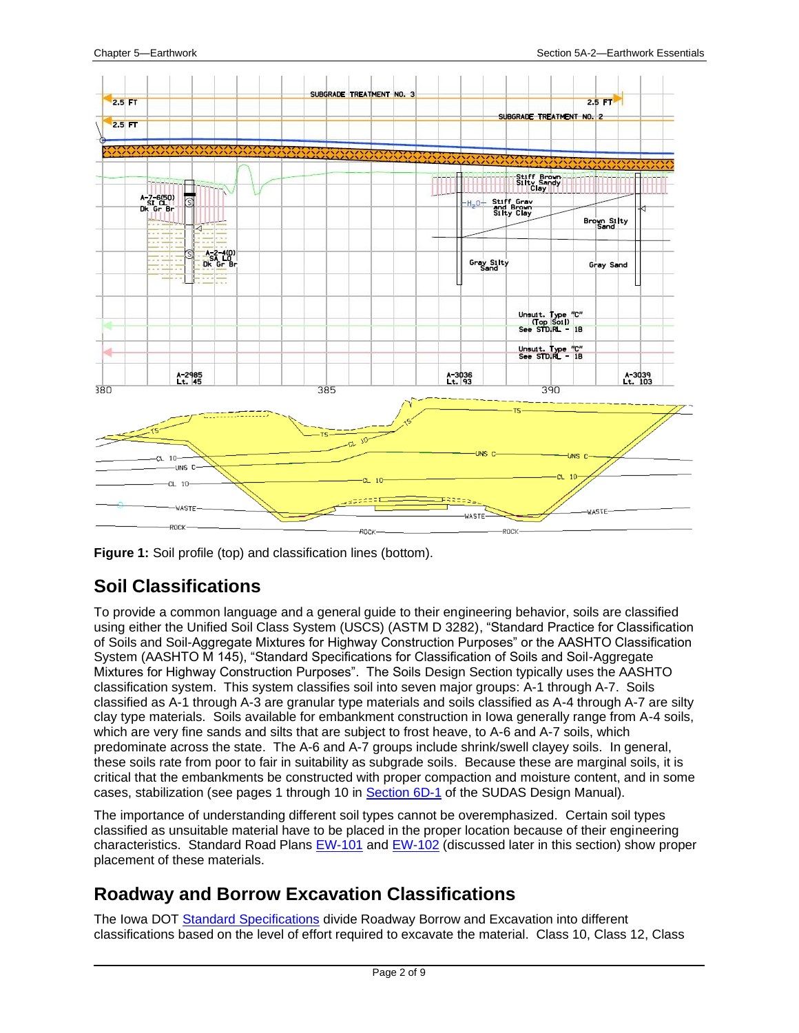**Figure 1:** Soil profile (top) and classification lines (bottom).

## Soil Classifications

To provide a common language and a general guide to their engineering behavior, soils are classified using either the Unified Soil Class System (USCS) (ASTM D 3282), "Standard Practice for Classification of Soils and Soil-Aggregate Mixtures for Highway Construction Purposes" or the AASHTO Classification System (AASHTO M 145), "Standard Specifications for Classification of Soils and Soil-Aggregate Mixtures for Highway Construction Purposes". The Soils Design Section typically uses the AASHTO classification system. This system classifies soil into seven major groups: A-1 through A-7. Soils classified as A-1 through A-3 are granular type materials and soils classified as A-4 through A-7 are silty clay type materials. Soils available for embankment construction in Iowa generally range from A-4 soils, which are very fine sands and silts that are subject to frost heave, to A-6 and A-7 soils, which predominate across the state. The A-6 and A-7 groups include shrink/swell clayey soils. In general, these soils rate from poor to fair in suitability as subgrade soils. Because these are marginal soils, it is critical that the embankments be constructed with proper compaction and moisture content, and in some cases, stabilization (see pages 1 through 10 in Section 6D-1 of the SUDAS Design Manual).

The importance of understanding different soil types cannot be overemphasized. Certain soil types classified as unsuitable material have to be placed in the proper location because of their engineering characteristics. Standard Road Plans EW-101 and EW-102 (discussed later in this section) show proper placement of these materials.

## Roadway and Borrow Excavation Classifications

The Iowa DOT Standard Specifications divide Roadway Borrow and Excavation into different classifications based on the level of effort required to excavate the material. Class 10, Class 12, Class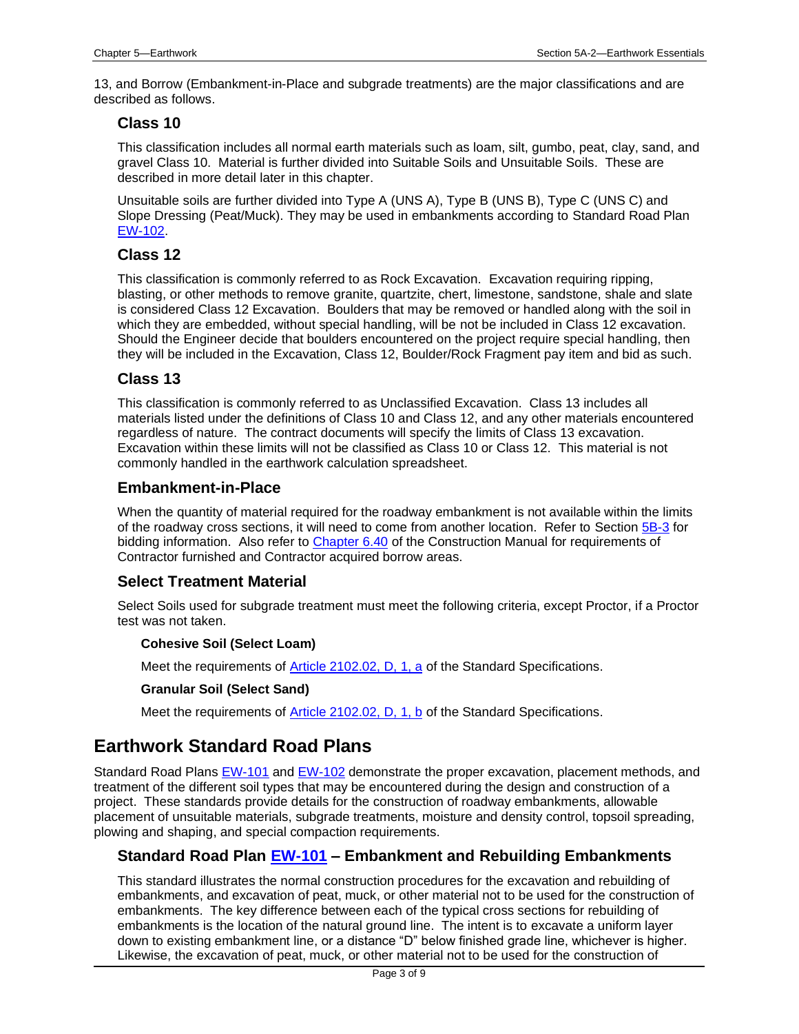13, and Borrow (Embankment-in-Place and subgrade treatments) are the major classifications and are described as follows.

### Class 10

This classification includes all normal earth materials such as loam, silt, gumbo, peat, clay, sand, and gravel Class 10. Material is further divided into Suitable Soils and Unsuitable Soils. These are described in more detail later in this chapter.

Unsuitable soils are further divided into Type A (UNS A), Type B (UNS B), Type C (UNS C) and Slope Dressing (Peat/Muck). They may be used in embankments according to Standard Road Plan EW-102.

### Class 12

This classification is commonly referred to as Rock Excavation. Excavation requiring ripping, blasting, or other methods to remove granite, quartzite, chert, limestone, sandstone, shale and slate is considered Class 12 Excavation. Boulders that may be removed or handled along with the soil in which they are embedded, without special handling, will be not be included in Class 12 excavation. Should the Engineer decide that boulders encountered on the project require special handling, then they will be included in the Excavation, Class 12, Boulder/Rock Fragment pay item and bid as such.

### Class 13

This classification is commonly referred to as Unclassified Excavation. Class 13 includes all materials listed under the definitions of Class 10 and Class 12, and any other materials encountered regardless of nature. The contract documents will specify the limits of Class 13 excavation. Excavation within these limits will not be classified as Class 10 or Class 12. This material is not commonly handled in the earthwork calculation spreadsheet.

### Embankment-in-Place

When the quantity of material required for the roadway embankment is not available within the limits of the roadway cross sections, it will need to come from another location. Refer to Section 5B-3 for bidding information. Also refer to Chapter 6.40 of the Construction Manual for requirements of Contractor furnished and Contractor acquired borrow areas.

### Select Treatment Material

Select Soils used for subgrade treatment must meet the following criteria, except Proctor, if a Proctor test was not taken.

#### Cohesive Soil (Select Loam)

Meet the requirements of Article 2102.02, D, 1, a of the Standard Specifications.

#### Granular Soil (Select Sand)

Meet the requirements of Article 2102.02, D, 1, b of the Standard Specifications.

## Earthwork Standard Road Plans

Standard Road Plans EW-101 and EW-102 demonstrate the proper excavation, placement methods, and treatment of the different soil types that may be encountered during the design and construction of a project. These standards provide details for the construction of roadway embankments, allowable placement of unsuitable materials, subgrade treatments, moisture and density control, topsoil spreading, plowing and shaping, and special compaction requirements.

### Standard Road Plan EW-101 – Embankment and Rebuilding Embankments

This standard illustrates the normal construction procedures for the excavation and rebuilding of embankments, and excavation of peat, muck, or other material not to be used for the construction of embankments. The key difference between each of the typical cross sections for rebuilding of embankments is the location of the natural ground line. The intent is to excavate a uniform layer down to existing embankment line, or a distance "D" below finished grade line, whichever is higher. Likewise, the excavation of peat, muck, or other material not to be used for the construction of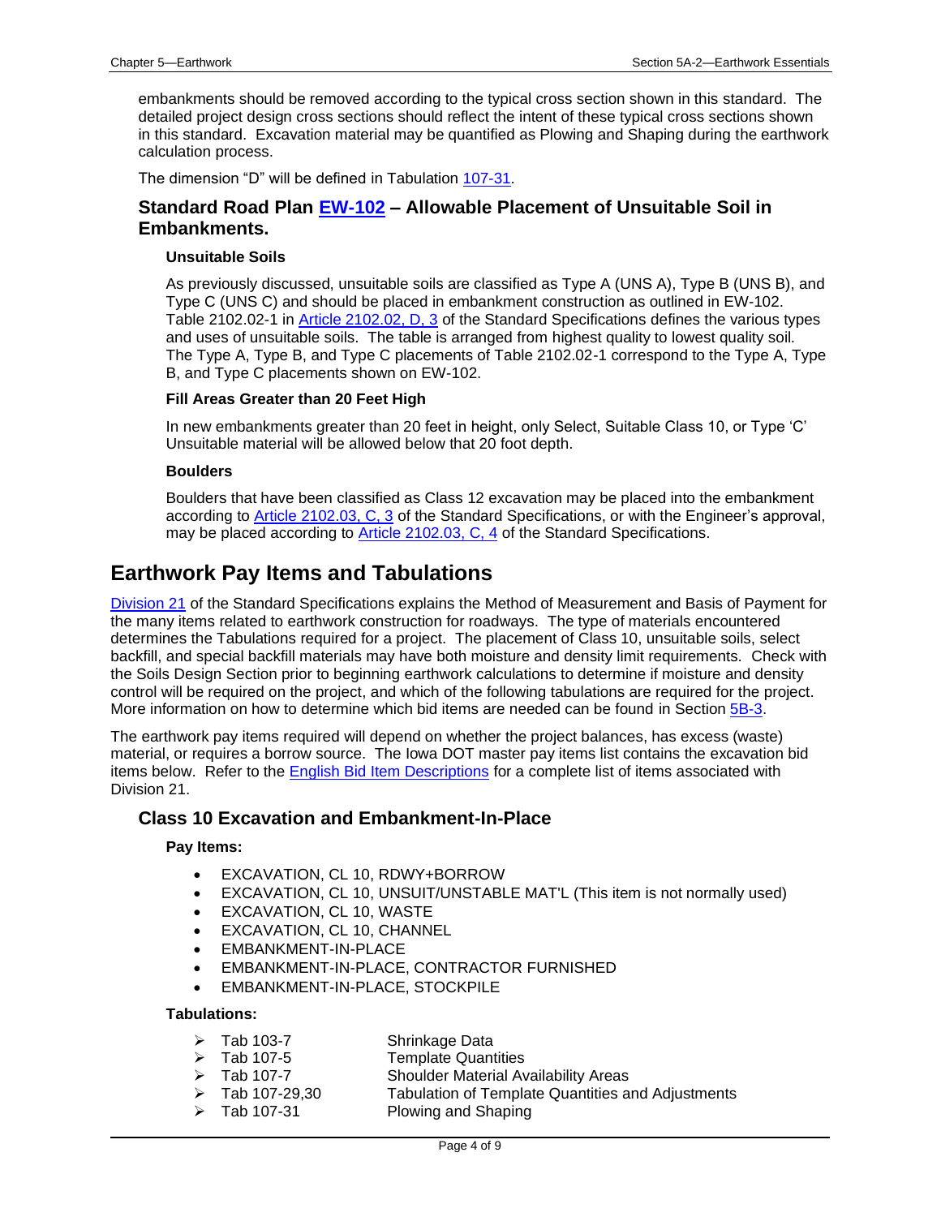embankments should be removed according to the typical cross section shown in this standard. The detailed project design cross sections should reflect the intent of these typical cross sections shown in this standard. Excavation material may be quantified as Plowing and Shaping during the earthwork calculation process.

The dimension "D" will be defined in Tabulation 107-31.

### Standard Road Plan EW-102 – Allowable Placement of Unsuitable Soil in Embankments.

#### Unsuitable Soils

As previously discussed, unsuitable soils are classified as Type A (UNS A), Type B (UNS B), and Type C (UNS C) and should be placed in embankment construction as outlined in EW-102. Table 2102.02-1 in Article 2102.02, D, 3 of the Standard Specifications defines the various types and uses of unsuitable soils. The table is arranged from highest quality to lowest quality soil. The Type A, Type B, and Type C placements of Table 2102.02-1 correspond to the Type A, Type B, and Type C placements shown on EW-102.

#### Fill Areas Greater than 20 Feet High

In new embankments greater than 20 feet in height, only Select, Suitable Class 10, or Type 'C' Unsuitable material will be allowed below that 20 foot depth.

#### Boulders

Boulders that have been classified as Class 12 excavation may be placed into the embankment according to Article 2102.03, C, 3 of the Standard Specifications, or with the Engineer's approval, may be placed according to Article 2102.03, C, 4 of the Standard Specifications.

## Earthwork Pay Items and Tabulations

Division 21 of the Standard Specifications explains the Method of Measurement and Basis of Payment for the many items related to earthwork construction for roadways. The type of materials encountered determines the Tabulations required for a project. The placement of Class 10, unsuitable soils, select backfill, and special backfill materials may have both moisture and density limit requirements. Check with the Soils Design Section prior to beginning earthwork calculations to determine if moisture and density control will be required on the project, and which of the following tabulations are required for the project. More information on how to determine which bid items are needed can be found in Section 5B-3.

The earthwork pay items required will depend on whether the project balances, has excess (waste) material, or requires a borrow source. The Iowa DOT master pay items list contains the excavation bid items below. Refer to the English Bid Item Descriptions for a complete list of items associated with Division 21.

### Class 10 Excavation and Embankment-In-Place

#### Pay Items:

- EXCAVATION, CL 10, RDWY+BORROW
- EXCAVATION, CL 10, UNSUIT/UNSTABLE MAT'L (This item is not normally used)
- EXCAVATION, CL 10, WASTE
- EXCAVATION, CL 10, CHANNEL
- EMBANKMENT-IN-PLACE
- EMBANKMENT-IN-PLACE, CONTRACTOR FURNISHED
- EMBANKMENT-IN-PLACE, STOCKPILE

#### Tabulations:

- Tab 103-7 — Shrinkage Data
- Tab 107-5 — Template Quantities
- Tab 107-7 — Shoulder Material Availability Areas
- Tab 107-29,30 — Tabulation of Template Quantities and Adjustments
- Tab 107-31 — Plowing and Shaping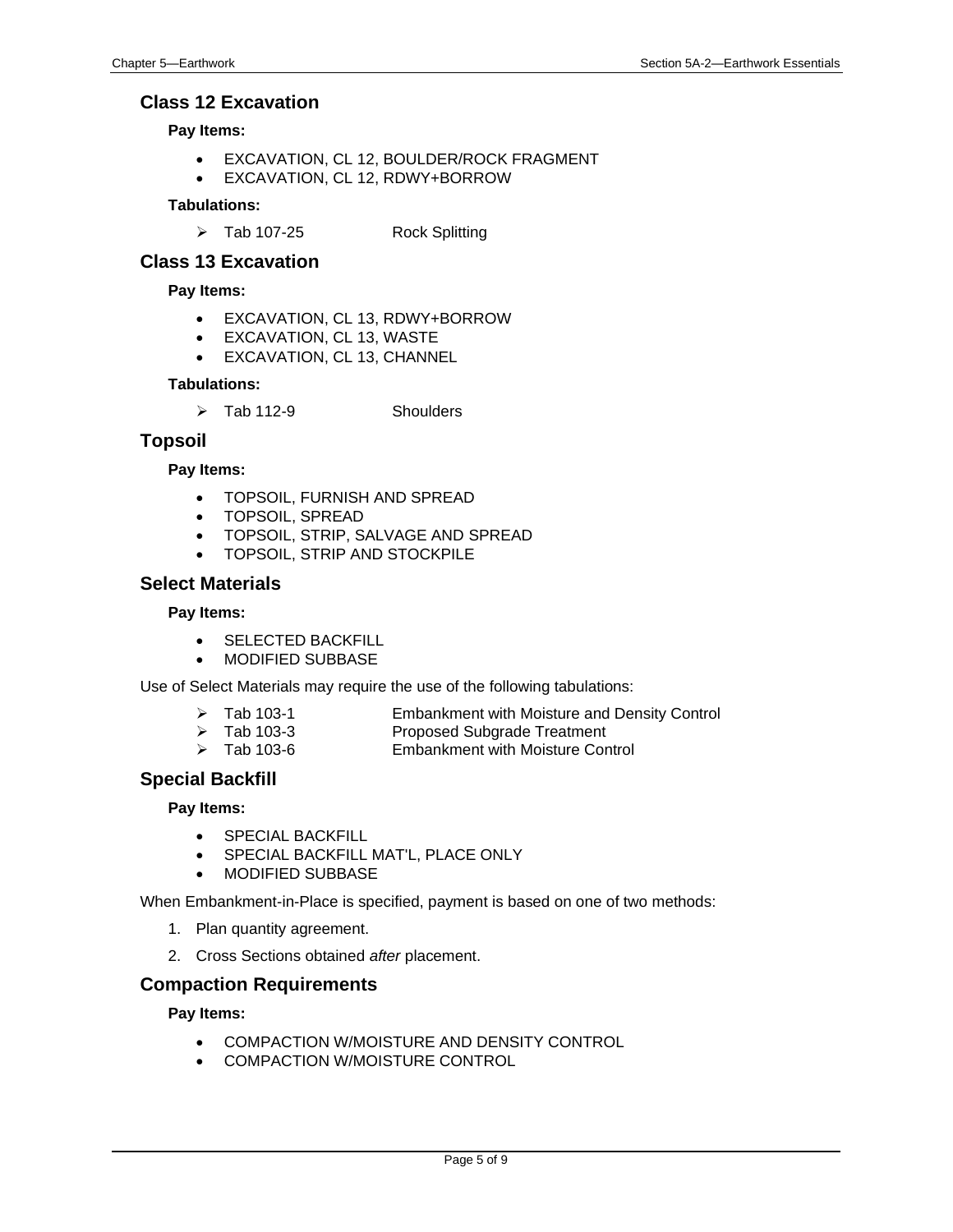## Class 12 Excavation

**Pay Items:**

- EXCAVATION, CL 12, BOULDER/ROCK FRAGMENT
- EXCAVATION, CL 12, RDWY+BORROW

**Tabulations:**

- Tab 107-25 Rock Splitting

## Class 13 Excavation

**Pay Items:**

- EXCAVATION, CL 13, RDWY+BORROW
- EXCAVATION, CL 13, WASTE
- EXCAVATION, CL 13, CHANNEL

**Tabulations:**

- Tab 112-9 Shoulders

## Topsoil

**Pay Items:**

- TOPSOIL, FURNISH AND SPREAD
- TOPSOIL, SPREAD
- TOPSOIL, STRIP, SALVAGE AND SPREAD
- TOPSOIL, STRIP AND STOCKPILE

## Select Materials

**Pay Items:**

- SELECTED BACKFILL
- MODIFIED SUBBASE

Use of Select Materials may require the use of the following tabulations:

- Tab 103-1 Embankment with Moisture and Density Control
- Tab 103-3 Proposed Subgrade Treatment
- Tab 103-6 Embankment with Moisture Control

## Special Backfill

**Pay Items:**

- SPECIAL BACKFILL
- SPECIAL BACKFILL MAT'L, PLACE ONLY
- MODIFIED SUBBASE

When Embankment-in-Place is specified, payment is based on one of two methods:

1. Plan quantity agreement.
2. Cross Sections obtained *after* placement.

## Compaction Requirements

**Pay Items:**

- COMPACTION W/MOISTURE AND DENSITY CONTROL
- COMPACTION W/MOISTURE CONTROL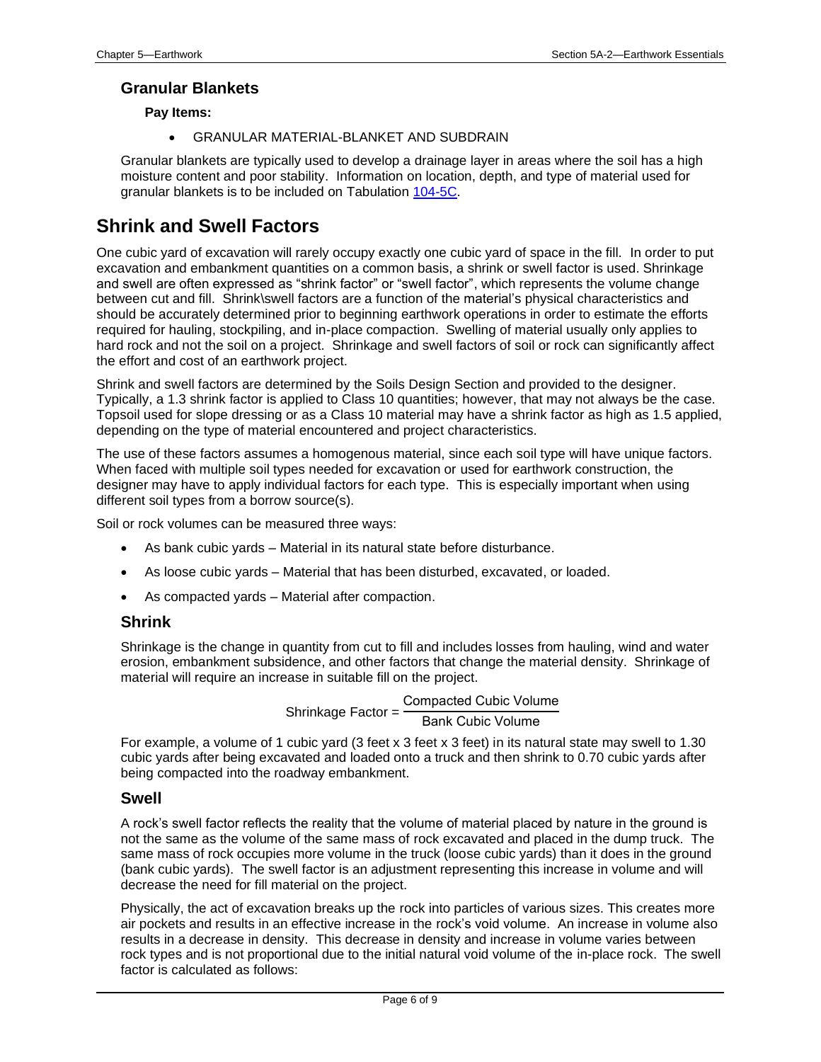### Granular Blankets

**Pay Items:**

- GRANULAR MATERIAL-BLANKET AND SUBDRAIN

Granular blankets are typically used to develop a drainage layer in areas where the soil has a high moisture content and poor stability. Information on location, depth, and type of material used for granular blankets is to be included on Tabulation [104-5C](104-5C).

## Shrink and Swell Factors

One cubic yard of excavation will rarely occupy exactly one cubic yard of space in the fill. In order to put excavation and embankment quantities on a common basis, a shrink or swell factor is used. Shrinkage and swell are often expressed as "shrink factor" or "swell factor", which represents the volume change between cut and fill. Shrink\swell factors are a function of the material's physical characteristics and should be accurately determined prior to beginning earthwork operations in order to estimate the efforts required for hauling, stockpiling, and in-place compaction. Swelling of material usually only applies to hard rock and not the soil on a project. Shrinkage and swell factors of soil or rock can significantly affect the effort and cost of an earthwork project.

Shrink and swell factors are determined by the Soils Design Section and provided to the designer. Typically, a 1.3 shrink factor is applied to Class 10 quantities; however, that may not always be the case. Topsoil used for slope dressing or as a Class 10 material may have a shrink factor as high as 1.5 applied, depending on the type of material encountered and project characteristics.

The use of these factors assumes a homogenous material, since each soil type will have unique factors. When faced with multiple soil types needed for excavation or used for earthwork construction, the designer may have to apply individual factors for each type. This is especially important when using different soil types from a borrow source(s).

Soil or rock volumes can be measured three ways:

- As bank cubic yards – Material in its natural state before disturbance.
- As loose cubic yards – Material that has been disturbed, excavated, or loaded.
- As compacted yards – Material after compaction.

### Shrink

Shrinkage is the change in quantity from cut to fill and includes losses from hauling, wind and water erosion, embankment subsidence, and other factors that change the material density. Shrinkage of material will require an increase in suitable fill on the project.

$$\text{Shrinkage Factor} = \frac{\text{Compacted Cubic Volume}}{\text{Bank Cubic Volume}}$$

For example, a volume of 1 cubic yard (3 feet x 3 feet x 3 feet) in its natural state may swell to 1.30 cubic yards after being excavated and loaded onto a truck and then shrink to 0.70 cubic yards after being compacted into the roadway embankment.

### Swell

A rock's swell factor reflects the reality that the volume of material placed by nature in the ground is not the same as the volume of the same mass of rock excavated and placed in the dump truck. The same mass of rock occupies more volume in the truck (loose cubic yards) than it does in the ground (bank cubic yards). The swell factor is an adjustment representing this increase in volume and will decrease the need for fill material on the project.

Physically, the act of excavation breaks up the rock into particles of various sizes. This creates more air pockets and results in an effective increase in the rock's void volume. An increase in volume also results in a decrease in density. This decrease in density and increase in volume varies between rock types and is not proportional due to the initial natural void volume of the in-place rock. The swell factor is calculated as follows: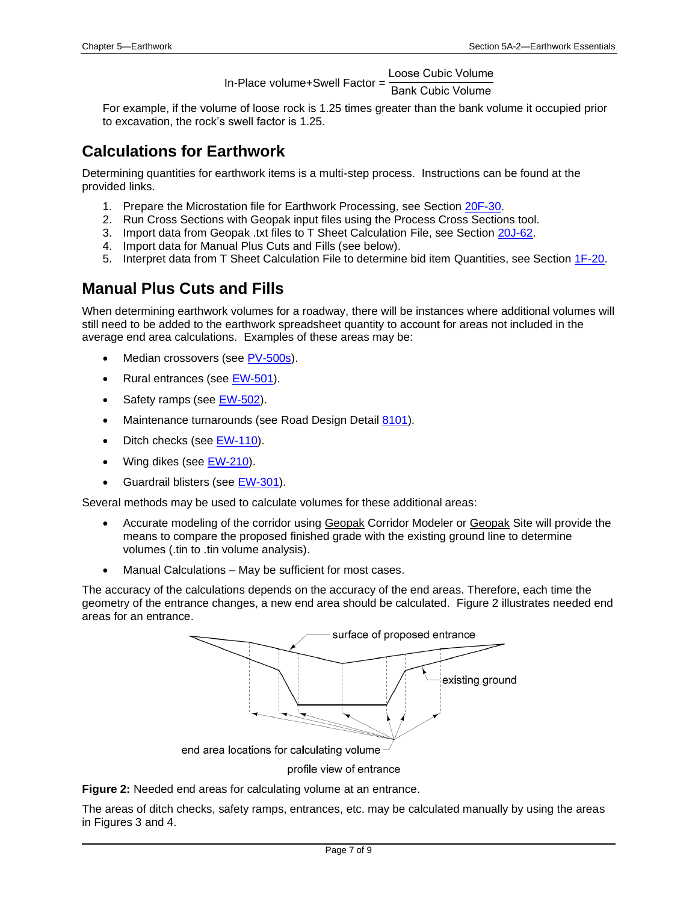$$\text{In-Place volume+Swell Factor} = \frac{\text{Loose Cubic Volume}}{\text{Bank Cubic Volume}}$$

For example, if the volume of loose rock is 1.25 times greater than the bank volume it occupied prior to excavation, the rock's swell factor is 1.25.

## Calculations for Earthwork

Determining quantities for earthwork items is a multi-step process. Instructions can be found at the provided links.

1. Prepare the Microstation file for Earthwork Processing, see Section 20F-30.
2. Run Cross Sections with Geopak input files using the Process Cross Sections tool.
3. Import data from Geopak .txt files to T Sheet Calculation File, see Section 20J-62.
4. Import data for Manual Plus Cuts and Fills (see below).
5. Interpret data from T Sheet Calculation File to determine bid item Quantities, see Section 1F-20.

## Manual Plus Cuts and Fills

When determining earthwork volumes for a roadway, there will be instances where additional volumes will still need to be added to the earthwork spreadsheet quantity to account for areas not included in the average end area calculations. Examples of these areas may be:

- Median crossovers (see PV-500s).
- Rural entrances (see EW-501).
- Safety ramps (see EW-502).
- Maintenance turnarounds (see Road Design Detail 8101).
- Ditch checks (see EW-110).
- Wing dikes (see EW-210).
- Guardrail blisters (see EW-301).

Several methods may be used to calculate volumes for these additional areas:

- Accurate modeling of the corridor using Geopak Corridor Modeler or Geopak Site will provide the means to compare the proposed finished grade with the existing ground line to determine volumes (.tin to .tin volume analysis).
- Manual Calculations – May be sufficient for most cases.

The accuracy of the calculations depends on the accuracy of the end areas. Therefore, each time the geometry of the entrance changes, a new end area should be calculated. Figure 2 illustrates needed end areas for an entrance.

surface of proposed entrance

existing ground

end area locations for calculating volume

profile view of entrance

**Figure 2:** Needed end areas for calculating volume at an entrance.

The areas of ditch checks, safety ramps, entrances, etc. may be calculated manually by using the areas in Figures 3 and 4.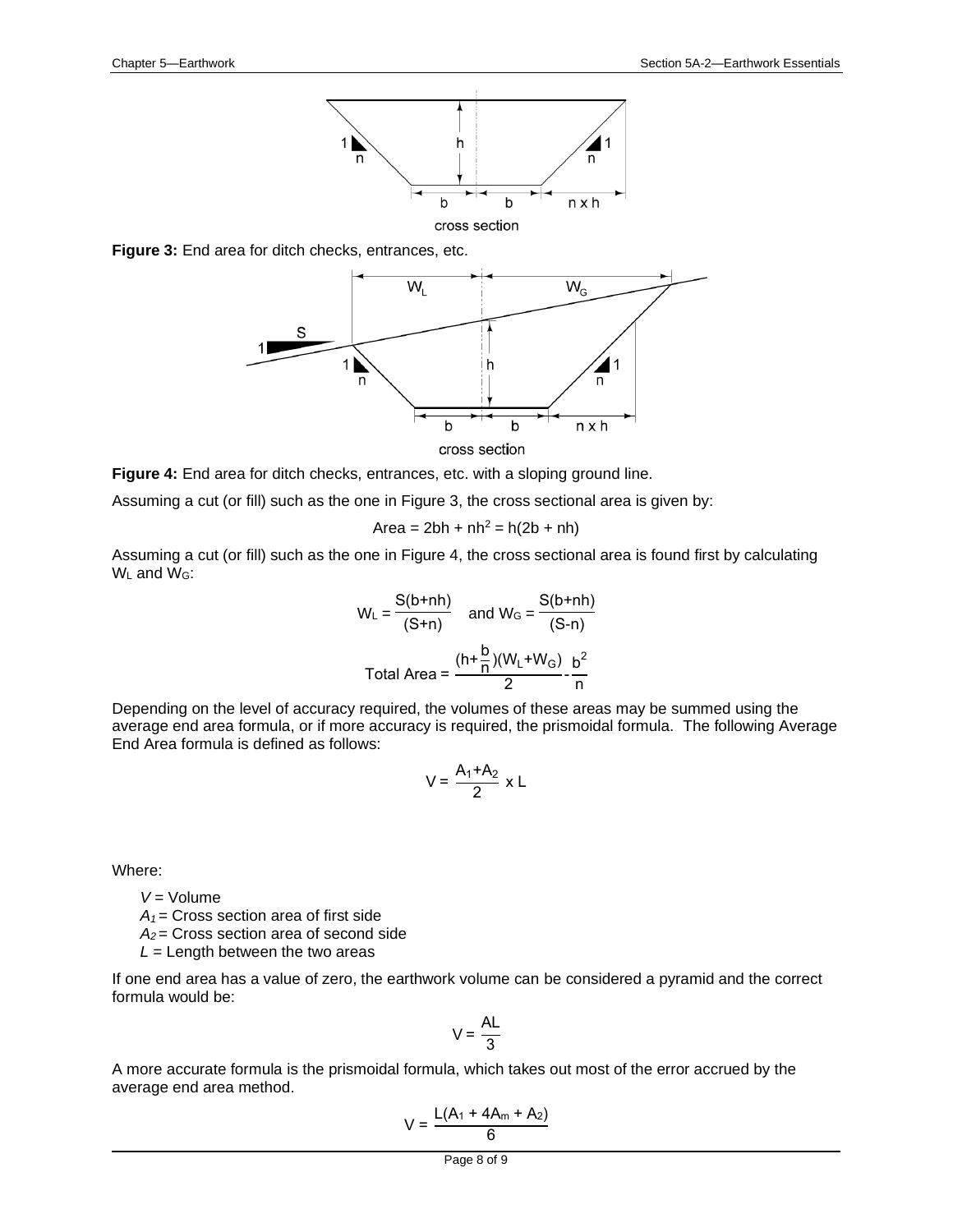**Figure 3:** End area for ditch checks, entrances, etc.

**Figure 4:** End area for ditch checks, entrances, etc. with a sloping ground line.

Assuming a cut (or fill) such as the one in Figure 3, the cross sectional area is given by:

$$\text{Area} = 2bh + nh^2 = h(2b + nh)$$

Assuming a cut (or fill) such as the one in Figure 4, the cross sectional area is found first by calculating $W_L$ and $W_G$:

$$W_L = \frac{S(b+nh)}{(S+n)} \quad \text{and } W_G = \frac{S(b+nh)}{(S-n)}$$

$$\text{Total Area} = \frac{(h+\frac{b}{n})(W_L+W_G)}{2} - \frac{b^2}{n}$$

Depending on the level of accuracy required, the volumes of these areas may be summed using the average end area formula, or if more accuracy is required, the prismoidal formula. The following Average End Area formula is defined as follows:

$$V = \frac{A_1+A_2}{2} \times L$$

Where:

- $V$ = Volume
- $A_1$ = Cross section area of first side
- $A_2$ = Cross section area of second side
- $L$ = Length between the two areas

If one end area has a value of zero, the earthwork volume can be considered a pyramid and the correct formula would be:

$$V = \frac{AL}{3}$$

A more accurate formula is the prismoidal formula, which takes out most of the error accrued by the average end area method.

$$V = \frac{L(A_1 + 4A_m + A_2)}{6}$$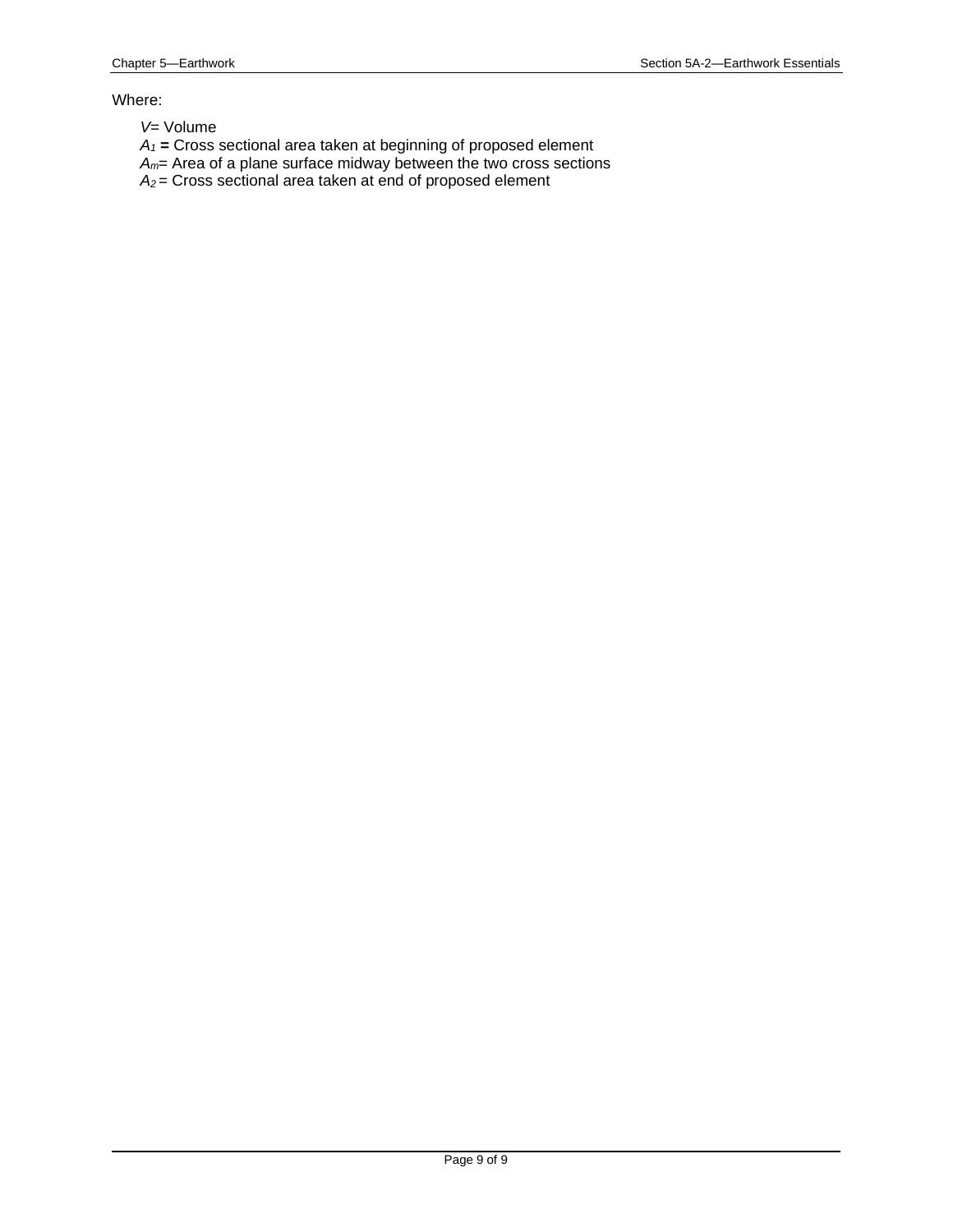Where:

- $V$ = Volume
- $A_1$ **=** Cross sectional area taken at beginning of proposed element
- $A_m$ = Area of a plane surface midway between the two cross sections
- $A_2$ = Cross sectional area taken at end of proposed element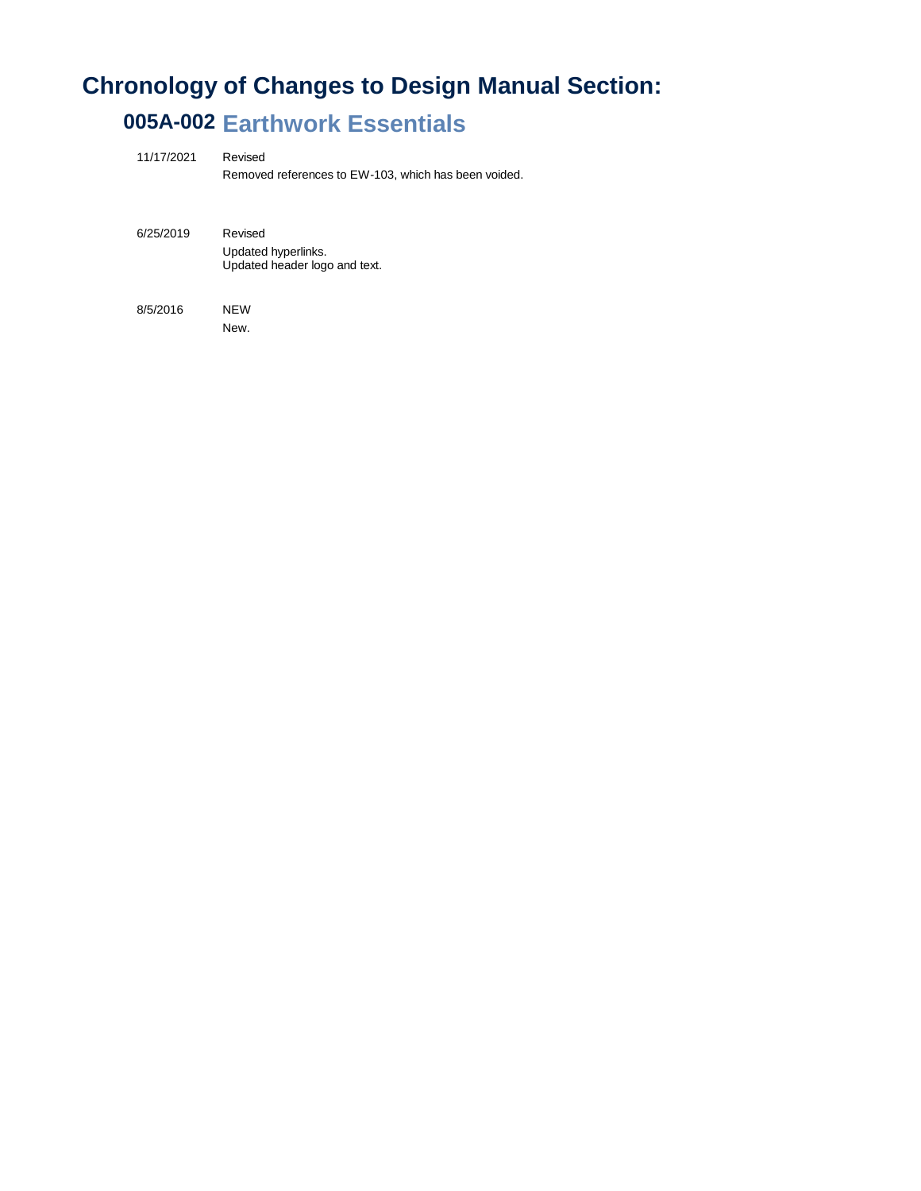# Chronology of Changes to Design Manual Section:

## 005A-002 Earthwork Essentials

| | | |
|---|---|---|
| 11/17/2021 | Revised | |
| | Removed references to EW-103, which has been voided. | |
| 6/25/2019 | Revised | |
| | Updated hyperlinks.<br>Updated header logo and text. | |
| 8/5/2016 | NEW | |
| | New. | |